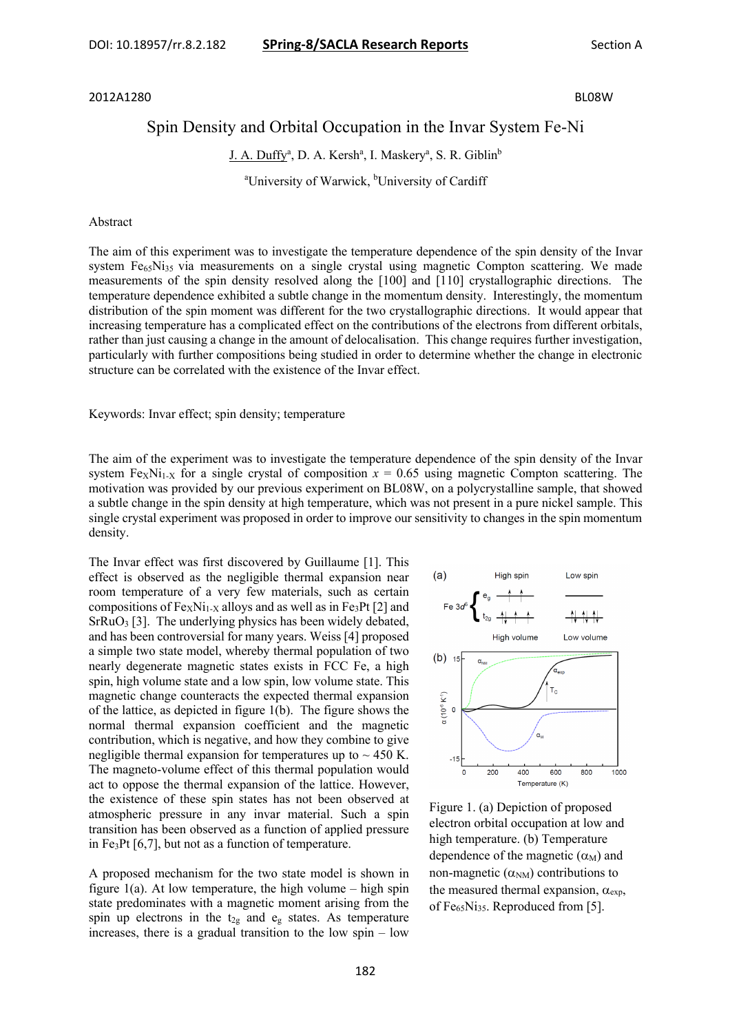2012A1280 BL08W

# Spin Density and Orbital Occupation in the Invar System Fe-Ni

J. A. Duffy[a], D. A. Kersh[a], I. Maskery[a], S. R. Giblin[b]

[a]University of Warwick, [b]University of Cardiff

## Abstract

The aim of this experiment was to investigate the temperature dependence of the spin density of the Invar system $Fe_{65}Ni_{35}$ via measurements on a single crystal using magnetic Compton scattering. We made measurements of the spin density resolved along the [100] and [110] crystallographic directions. The temperature dependence exhibited a subtle change in the momentum density. Interestingly, the momentum distribution of the spin moment was different for the two crystallographic directions. It would appear that increasing temperature has a complicated effect on the contributions of the electrons from different orbitals, rather than just causing a change in the amount of delocalisation. This change requires further investigation, particularly with further compositions being studied in order to determine whether the change in electronic structure can be correlated with the existence of the Invar effect.

Keywords: Invar effect; spin density; temperature

The aim of the experiment was to investigate the temperature dependence of the spin density of the Invar system $Fe_XNi_{1-X}$ for a single crystal of composition $x$ = 0.65 using magnetic Compton scattering. The motivation was provided by our previous experiment on BL08W, on a polycrystalline sample, that showed a subtle change in the spin density at high temperature, which was not present in a pure nickel sample. This single crystal experiment was proposed in order to improve our sensitivity to changes in the spin momentum density.

The Invar effect was first discovered by Guillaume [1]. This effect is observed as the negligible thermal expansion near room temperature of a very few materials, such as certain compositions of $Fe_XNi_{1-X}$ alloys and as well as in $Fe_3Pt$ [2] and $SrRuO_3$ [3]. The underlying physics has been widely debated, and has been controversial for many years. Weiss [4] proposed a simple two state model, whereby thermal population of two nearly degenerate magnetic states exists in FCC Fe, a high spin, high volume state and a low spin, low volume state. This magnetic change counteracts the expected thermal expansion of the lattice, as depicted in figure 1(b). The figure shows the normal thermal expansion coefficient and the magnetic contribution, which is negative, and how they combine to give negligible thermal expansion for temperatures up to ~ 450 K. The magneto-volume effect of this thermal population would act to oppose the thermal expansion of the lattice. However, the existence of these spin states has not been observed at atmospheric pressure in any invar material. Such a spin transition has been observed as a function of applied pressure in $Fe_3Pt$ [6,7], but not as a function of temperature.

(a)
High spin
Low spin
Fe $3d^6$
$e_g$
$t_{2g}$
High volume
Low volume

(b)
15
0
-15
$\alpha$ ($10^{-6}$ $K^{-1}$)
$\alpha_{NM}$
$\alpha_{exp}$
$T_C$
$\alpha_M$
0 200 400 600 800 1000
Temperature (K)

Figure 1. (a) Depiction of proposed electron orbital occupation at low and high temperature. (b) Temperature dependence of the magnetic ($\alpha_M$) and non-magnetic ($\alpha_{NM}$) contributions to the measured thermal expansion, $\alpha_{exp}$, of $Fe_{65}Ni_{35}$. Reproduced from [5].

A proposed mechanism for the two state model is shown in figure 1(a). At low temperature, the high volume – high spin state predominates with a magnetic moment arising from the spin up electrons in the $t_{2g}$ and $e_g$ states. As temperature increases, there is a gradual transition to the low spin – low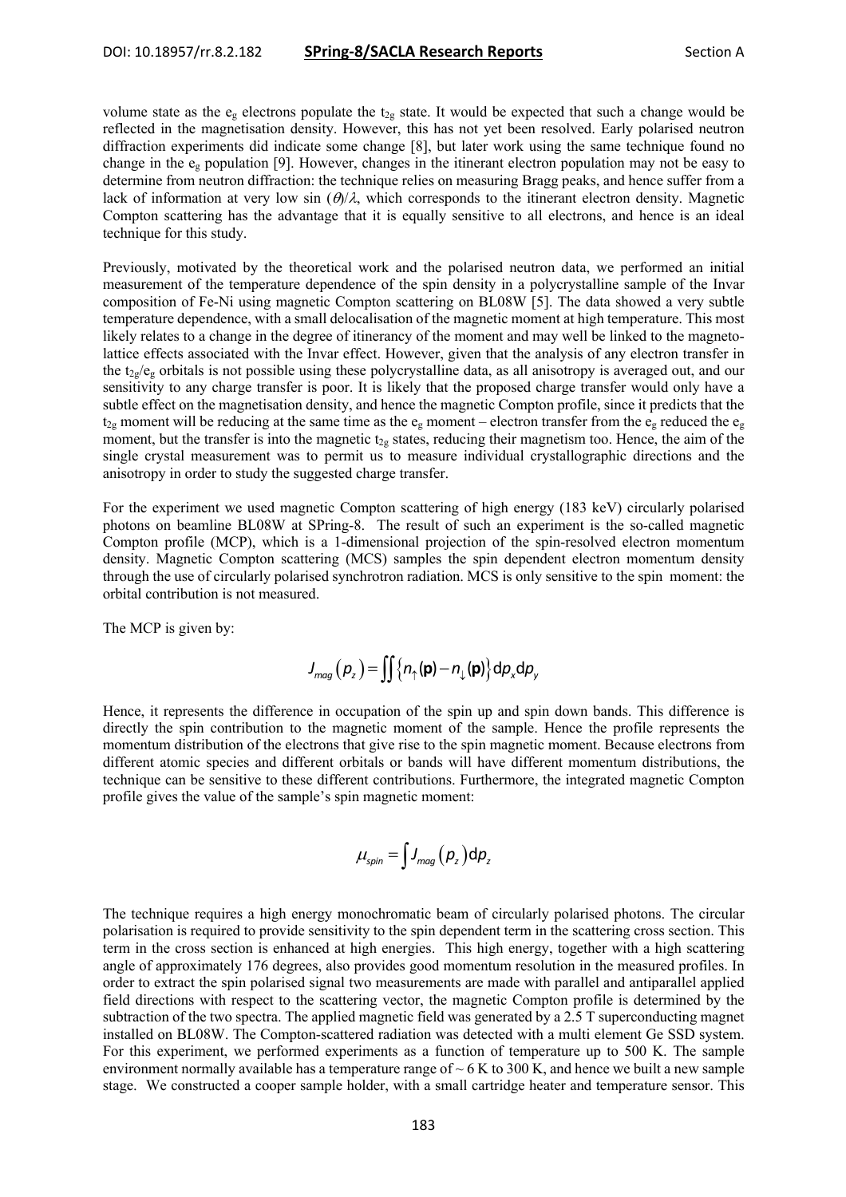volume state as the $e_g$ electrons populate the $t_{2g}$ state. It would be expected that such a change would be reflected in the magnetisation density. However, this has not yet been resolved. Early polarised neutron diffraction experiments did indicate some change [8], but later work using the same technique found no change in the $e_g$ population [9]. However, changes in the itinerant electron population may not be easy to determine from neutron diffraction: the technique relies on measuring Bragg peaks, and hence suffer from a lack of information at very low sin $(\theta)/\lambda$, which corresponds to the itinerant electron density. Magnetic Compton scattering has the advantage that it is equally sensitive to all electrons, and hence is an ideal technique for this study.

Previously, motivated by the theoretical work and the polarised neutron data, we performed an initial measurement of the temperature dependence of the spin density in a polycrystalline sample of the Invar composition of Fe-Ni using magnetic Compton scattering on BL08W [5]. The data showed a very subtle temperature dependence, with a small delocalisation of the magnetic moment at high temperature. This most likely relates to a change in the degree of itinerancy of the moment and may well be linked to the magneto-lattice effects associated with the Invar effect. However, given that the analysis of any electron transfer in the $t_{2g}/e_g$ orbitals is not possible using these polycrystalline data, as all anisotropy is averaged out, and our sensitivity to any charge transfer is poor. It is likely that the proposed charge transfer would only have a subtle effect on the magnetisation density, and hence the magnetic Compton profile, since it predicts that the $t_{2g}$ moment will be reducing at the same time as the $e_g$ moment – electron transfer from the $e_g$ reduced the $e_g$ moment, but the transfer is into the magnetic $t_{2g}$ states, reducing their magnetism too. Hence, the aim of the single crystal measurement was to permit us to measure individual crystallographic directions and the anisotropy in order to study the suggested charge transfer.

For the experiment we used magnetic Compton scattering of high energy (183 keV) circularly polarised photons on beamline BL08W at SPring-8. The result of such an experiment is the so-called magnetic Compton profile (MCP), which is a 1-dimensional projection of the spin-resolved electron momentum density. Magnetic Compton scattering (MCS) samples the spin dependent electron momentum density through the use of circularly polarised synchrotron radiation. MCS is only sensitive to the spin moment: the orbital contribution is not measured.

The MCP is given by:

$$J_{mag}\left(p_z\right)=\iint\left\{n_{\uparrow}(\mathbf{p})-n_{\downarrow}(\mathbf{p})\right\}dp_x dp_y$$

Hence, it represents the difference in occupation of the spin up and spin down bands. This difference is directly the spin contribution to the magnetic moment of the sample. Hence the profile represents the momentum distribution of the electrons that give rise to the spin magnetic moment. Because electrons from different atomic species and different orbitals or bands will have different momentum distributions, the technique can be sensitive to these different contributions. Furthermore, the integrated magnetic Compton profile gives the value of the sample's spin magnetic moment:

$$\mu_{spin}=\int J_{mag}\left(p_z\right)dp_z$$

The technique requires a high energy monochromatic beam of circularly polarised photons. The circular polarisation is required to provide sensitivity to the spin dependent term in the scattering cross section. This term in the cross section is enhanced at high energies. This high energy, together with a high scattering angle of approximately 176 degrees, also provides good momentum resolution in the measured profiles. In order to extract the spin polarised signal two measurements are made with parallel and antiparallel applied field directions with respect to the scattering vector, the magnetic Compton profile is determined by the subtraction of the two spectra. The applied magnetic field was generated by a 2.5 T superconducting magnet installed on BL08W. The Compton-scattered radiation was detected with a multi element Ge SSD system. For this experiment, we performed experiments as a function of temperature up to 500 K. The sample environment normally available has a temperature range of ~ 6 K to 300 K, and hence we built a new sample stage. We constructed a cooper sample holder, with a small cartridge heater and temperature sensor. This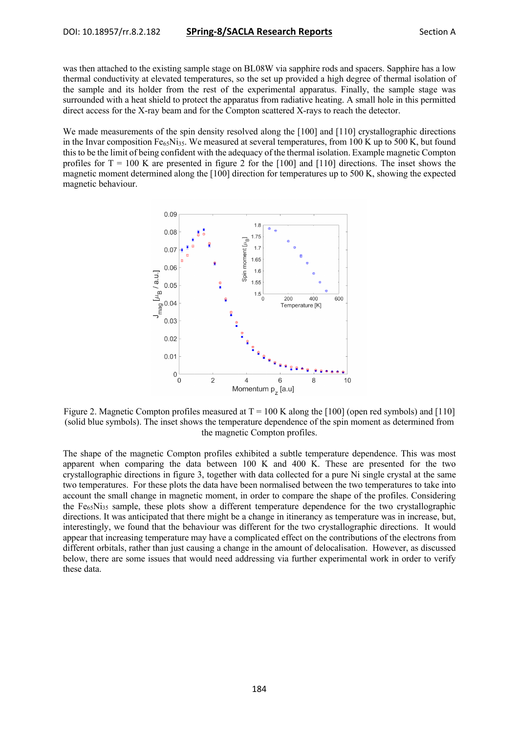was then attached to the existing sample stage on BL08W via sapphire rods and spacers. Sapphire has a low thermal conductivity at elevated temperatures, so the set up provided a high degree of thermal isolation of the sample and its holder from the rest of the experimental apparatus. Finally, the sample stage was surrounded with a heat shield to protect the apparatus from radiative heating. A small hole in this permitted direct access for the X-ray beam and for the Compton scattered X-rays to reach the detector.

We made measurements of the spin density resolved along the [100] and [110] crystallographic directions in the Invar composition $Fe_{65}Ni_{35}$. We measured at several temperatures, from 100 K up to 500 K, but found this to be the limit of being confident with the adequacy of the thermal isolation. Example magnetic Compton profiles for T = 100 K are presented in figure 2 for the [100] and [110] directions. The inset shows the magnetic moment determined along the [100] direction for temperatures up to 500 K, showing the expected magnetic behaviour.

$J_{mag}$ [$\mu_B$ / a.u.]
0.09
0.08
0.07
0.06
0.05
0.04
0.03
0.02
0.01
0
0 2 4 6 8 10
Momentum $p_z$ [a.u]

Spin moment [$\mu_B$]
1.8
1.75
1.7
1.65
1.6
1.55
1.5
0 200 400 600
Temperature [K]

Figure 2. Magnetic Compton profiles measured at T = 100 K along the [100] (open red symbols) and [110] (solid blue symbols). The inset shows the temperature dependence of the spin moment as determined from the magnetic Compton profiles.

The shape of the magnetic Compton profiles exhibited a subtle temperature dependence. This was most apparent when comparing the data between 100 K and 400 K. These are presented for the two crystallographic directions in figure 3, together with data collected for a pure Ni single crystal at the same two temperatures. For these plots the data have been normalised between the two temperatures to take into account the small change in magnetic moment, in order to compare the shape of the profiles. Considering the $Fe_{65}Ni_{35}$ sample, these plots show a different temperature dependence for the two crystallographic directions. It was anticipated that there might be a change in itinerancy as temperature was in increase, but, interestingly, we found that the behaviour was different for the two crystallographic directions. It would appear that increasing temperature may have a complicated effect on the contributions of the electrons from different orbitals, rather than just causing a change in the amount of delocalisation. However, as discussed below, there are some issues that would need addressing via further experimental work in order to verify these data.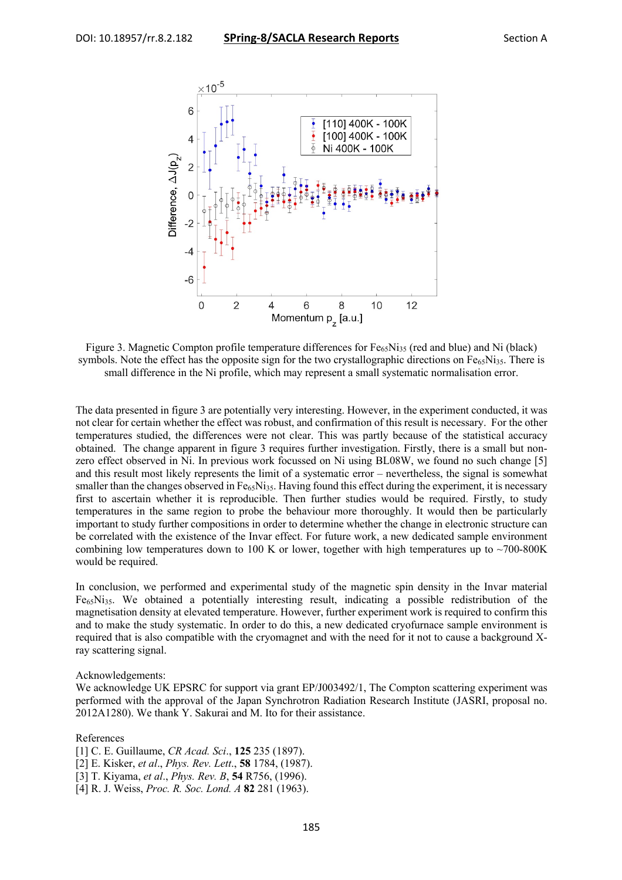×10^-5

6

4

2

0

-2

-4

-6

Difference, ΔJ(p_z)

0 2 4 6 8 10 12

Momentum p_z [a.u.]

[110] 400K - 100K

[100] 400K - 100K

Ni 400K - 100K

Figure 3. Magnetic Compton profile temperature differences for $Fe_{65}Ni_{35}$ (red and blue) and Ni (black) symbols. Note the effect has the opposite sign for the two crystallographic directions on $Fe_{65}Ni_{35}$. There is small difference in the Ni profile, which may represent a small systematic normalisation error.

The data presented in figure 3 are potentially very interesting. However, in the experiment conducted, it was not clear for certain whether the effect was robust, and confirmation of this result is necessary. For the other temperatures studied, the differences were not clear. This was partly because of the statistical accuracy obtained. The change apparent in figure 3 requires further investigation. Firstly, there is a small but non-zero effect observed in Ni. In previous work focussed on Ni using BL08W, we found no such change [5] and this result most likely represents the limit of a systematic error – nevertheless, the signal is somewhat smaller than the changes observed in $Fe_{65}Ni_{35}$. Having found this effect during the experiment, it is necessary first to ascertain whether it is reproducible. Then further studies would be required. Firstly, to study temperatures in the same region to probe the behaviour more thoroughly. It would then be particularly important to study further compositions in order to determine whether the change in electronic structure can be correlated with the existence of the Invar effect. For future work, a new dedicated sample environment combining low temperatures down to 100 K or lower, together with high temperatures up to ~700-800K would be required.

In conclusion, we performed and experimental study of the magnetic spin density in the Invar material $Fe_{65}Ni_{35}$. We obtained a potentially interesting result, indicating a possible redistribution of the magnetisation density at elevated temperature. However, further experiment work is required to confirm this and to make the study systematic. In order to do this, a new dedicated cryofurnace sample environment is required that is also compatible with the cryomagnet and with the need for it not to cause a background X-ray scattering signal.

Acknowledgements:

We acknowledge UK EPSRC for support via grant EP/J003492/1, The Compton scattering experiment was performed with the approval of the Japan Synchrotron Radiation Research Institute (JASRI, proposal no. 2012A1280). We thank Y. Sakurai and M. Ito for their assistance.

References

[1] C. E. Guillaume, *CR Acad. Sci*., **125** 235 (1897).
[2] E. Kisker, *et al*., *Phys. Rev. Lett*., **58** 1784, (1987).
[3] T. Kiyama, *et al*., *Phys. Rev. B*, **54** R756, (1996).
[4] R. J. Weiss, *Proc. R. Soc. Lond. A* **82** 281 (1963).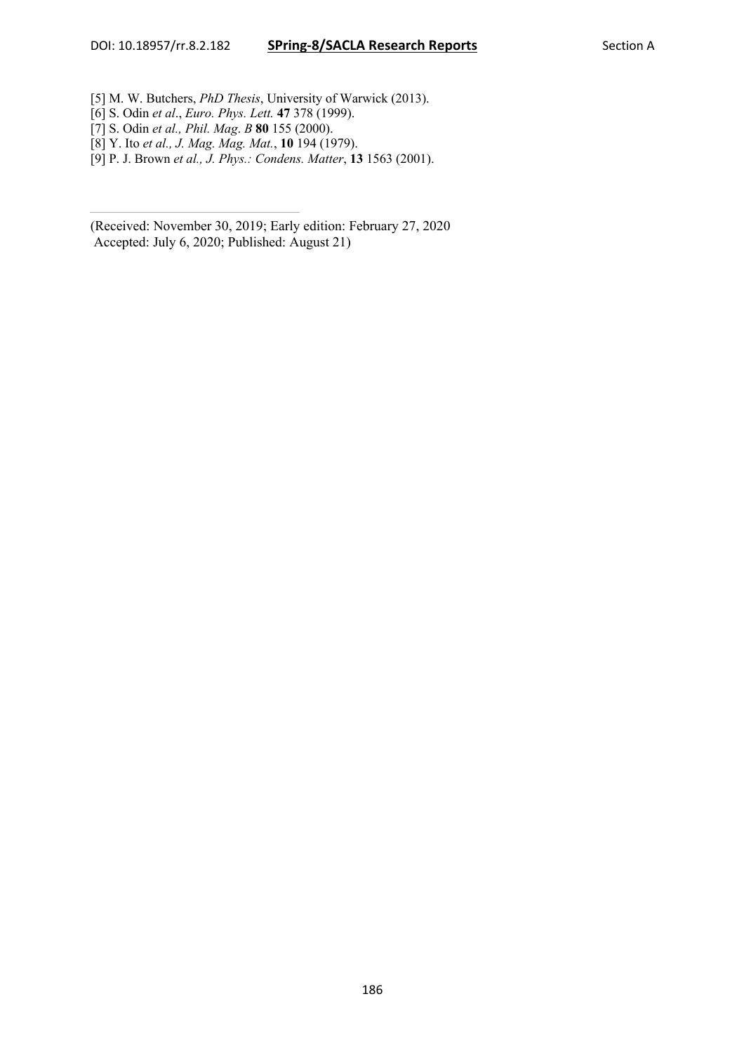[5] M. W. Butchers, *PhD Thesis*, University of Warwick (2013).

[6] S. Odin *et al*., *Euro. Phys. Lett.* **47** 378 (1999).

[7] S. Odin *et al., Phil. Mag*. *B* **80** 155 (2000).

[8] Y. Ito *et al., J. Mag. Mag. Mat.*, **10** 194 (1979).

[9] P. J. Brown *et al., J. Phys.: Condens. Matter*, **13** 1563 (2001).

---

(Received: November 30, 2019; Early edition: February 27, 2020
Accepted: July 6, 2020; Published: August 21)